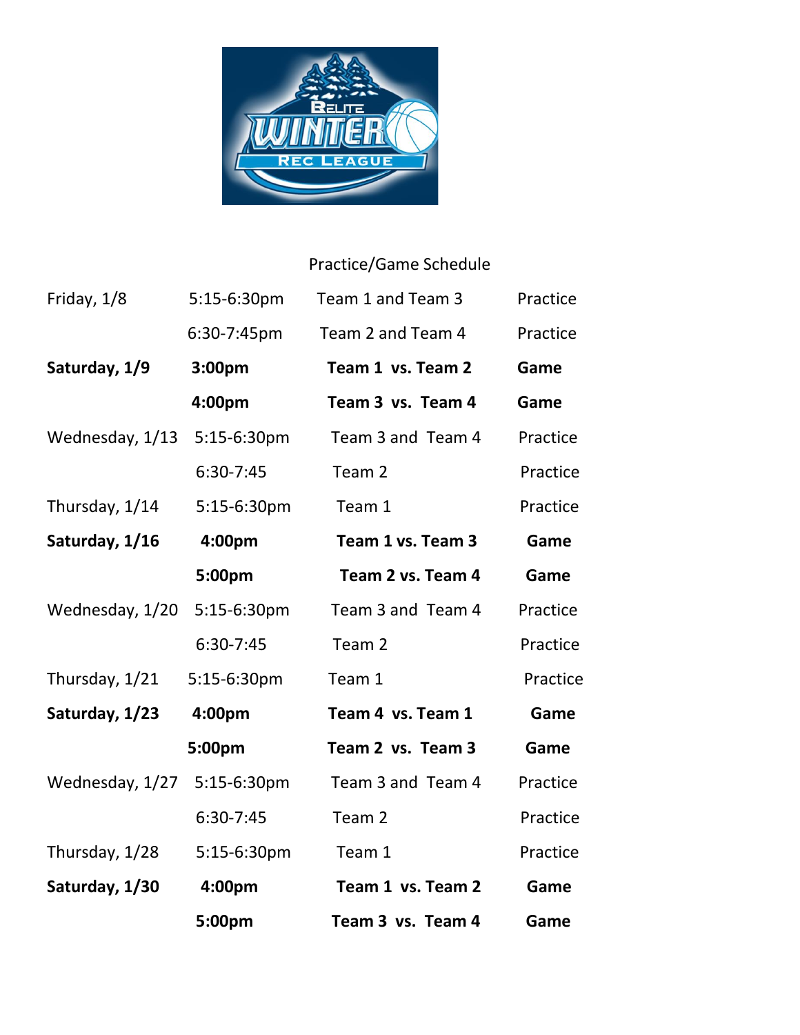Practice/Game Schedule

| | | | |
|---|---|---|---|
| Friday, 1/8 | 5:15-6:30pm | Team 1 and Team 3 | Practice |
| | 6:30-7:45pm | Team 2 and Team 4 | Practice |
| **Saturday, 1/9** | **3:00pm** | **Team 1 vs. Team 2** | **Game** |
| | **4:00pm** | **Team 3 vs. Team 4** | **Game** |
| Wednesday, 1/13 | 5:15-6:30pm | Team 3 and Team 4 | Practice |
| | 6:30-7:45 | Team 2 | Practice |
| Thursday, 1/14 | 5:15-6:30pm | Team 1 | Practice |
| **Saturday, 1/16** | **4:00pm** | **Team 1 vs. Team 3** | **Game** |
| | **5:00pm** | **Team 2 vs. Team 4** | **Game** |
| Wednesday, 1/20 | 5:15-6:30pm | Team 3 and Team 4 | Practice |
| | 6:30-7:45 | Team 2 | Practice |
| Thursday, 1/21 | 5:15-6:30pm | Team 1 | Practice |
| **Saturday, 1/23** | **4:00pm** | **Team 4 vs. Team 1** | **Game** |
| | **5:00pm** | **Team 2 vs. Team 3** | **Game** |
| Wednesday, 1/27 | 5:15-6:30pm | Team 3 and Team 4 | Practice |
| | 6:30-7:45 | Team 2 | Practice |
| Thursday, 1/28 | 5:15-6:30pm | Team 1 | Practice |
| **Saturday, 1/30** | **4:00pm** | **Team 1 vs. Team 2** | **Game** |
| | **5:00pm** | **Team 3 vs. Team 4** | **Game** |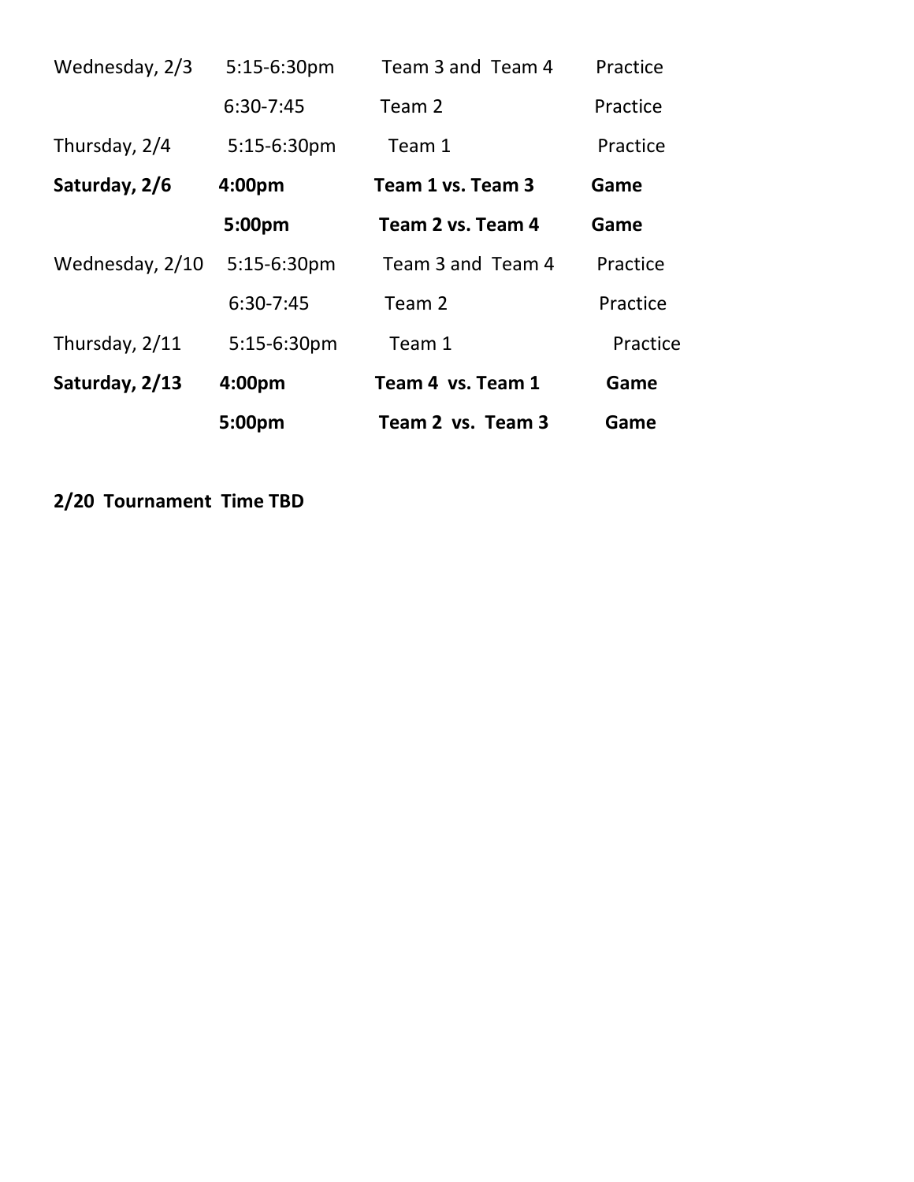| | | | |
|---|---|---|---|
| Wednesday, 2/3 | 5:15-6:30pm | Team 3 and Team 4 | Practice |
| | 6:30-7:45 | Team 2 | Practice |
| Thursday, 2/4 | 5:15-6:30pm | Team 1 | Practice |
| **Saturday, 2/6** | **4:00pm** | **Team 1 vs. Team 3** | **Game** |
| | **5:00pm** | **Team 2 vs. Team 4** | **Game** |
| Wednesday, 2/10 | 5:15-6:30pm | Team 3 and Team 4 | Practice |
| | 6:30-7:45 | Team 2 | Practice |
| Thursday, 2/11 | 5:15-6:30pm | Team 1 | Practice |
| **Saturday, 2/13** | **4:00pm** | **Team 4 vs. Team 1** | **Game** |
| | **5:00pm** | **Team 2 vs. Team 3** | **Game** |

**2/20 Tournament Time TBD**